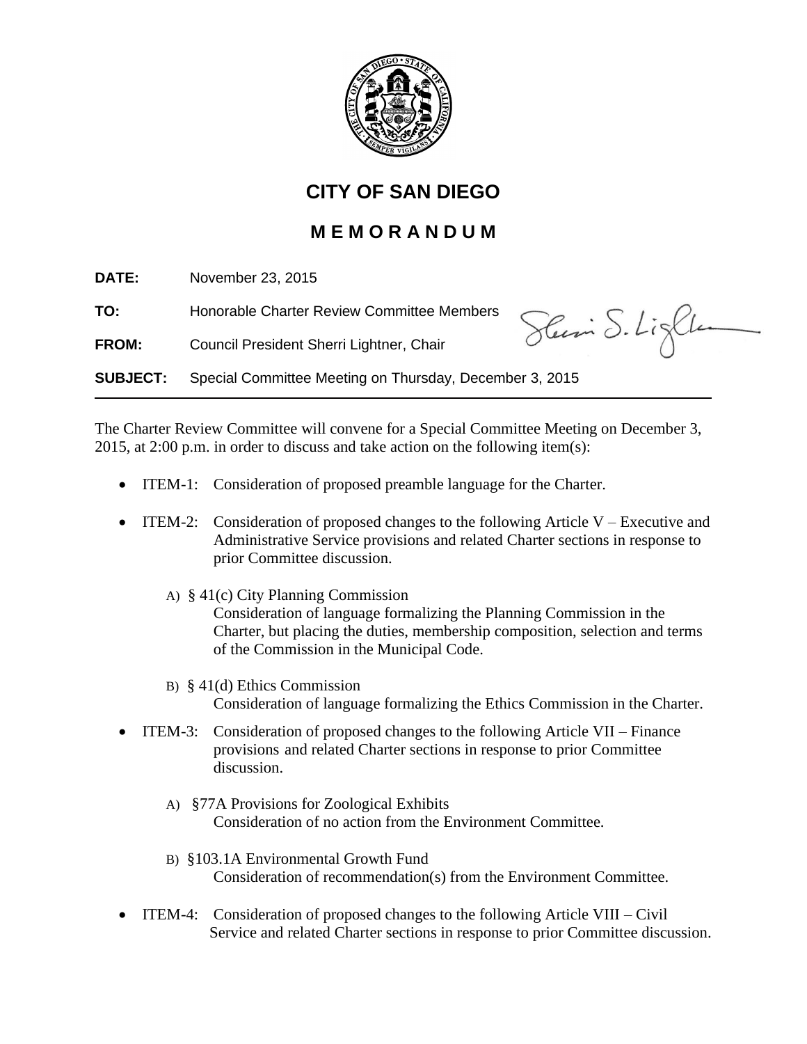# CITY OF SAN DIEGO

## M E M O R A N D U M

**DATE:** November 23, 2015

**TO:** Honorable Charter Review Committee Members

**FROM:** Council President Sherri Lightner, Chair

**SUBJECT:** Special Committee Meeting on Thursday, December 3, 2015

---

The Charter Review Committee will convene for a Special Committee Meeting on December 3, 2015, at 2:00 p.m. in order to discuss and take action on the following item(s):

- ITEM-1: Consideration of proposed preamble language for the Charter.

- ITEM-2: Consideration of proposed changes to the following Article V – Executive and Administrative Service provisions and related Charter sections in response to prior Committee discussion.

  A) § 41(c) City Planning Commission
  Consideration of language formalizing the Planning Commission in the Charter, but placing the duties, membership composition, selection and terms of the Commission in the Municipal Code.

  B) § 41(d) Ethics Commission
  Consideration of language formalizing the Ethics Commission in the Charter.

- ITEM-3: Consideration of proposed changes to the following Article VII – Finance provisions and related Charter sections in response to prior Committee discussion.

  A) §77A Provisions for Zoological Exhibits
  Consideration of no action from the Environment Committee.

  B) §103.1A Environmental Growth Fund
  Consideration of recommendation(s) from the Environment Committee.

- ITEM-4: Consideration of proposed changes to the following Article VIII – Civil Service and related Charter sections in response to prior Committee discussion.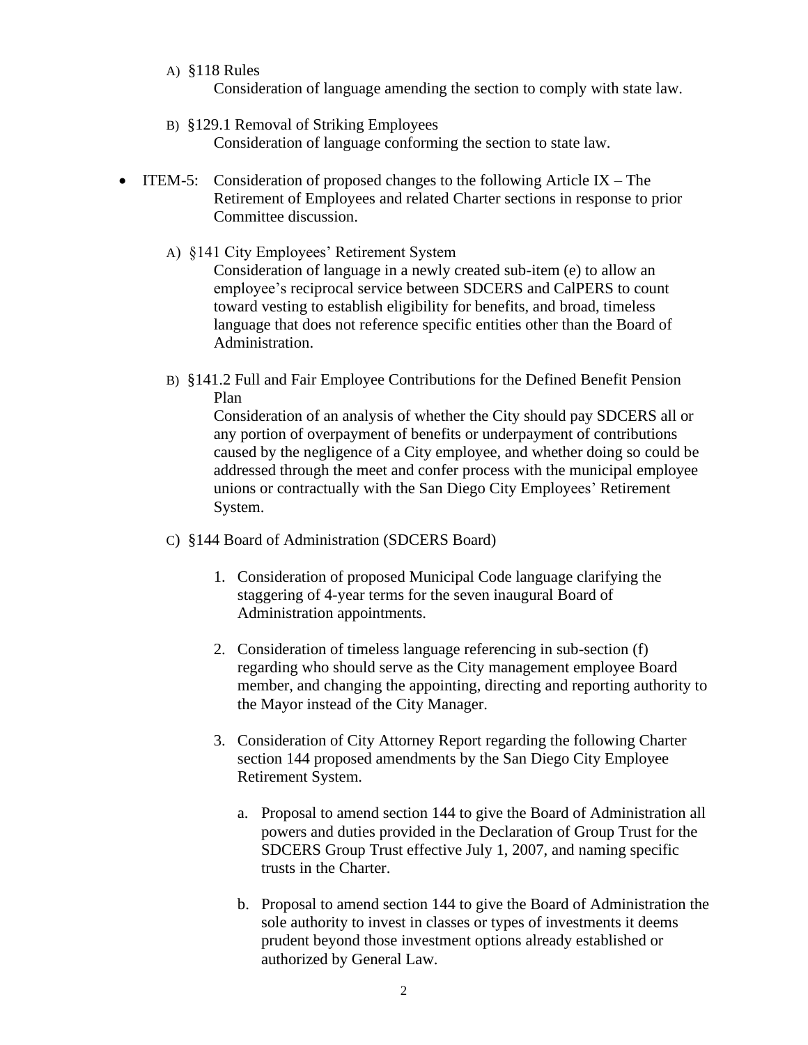A) §118 Rules

Consideration of language amending the section to comply with state law.

B) §129.1 Removal of Striking Employees

Consideration of language conforming the section to state law.

- ITEM-5: Consideration of proposed changes to the following Article IX – The Retirement of Employees and related Charter sections in response to prior Committee discussion.

  A) §141 City Employees' Retirement System

  Consideration of language in a newly created sub-item (e) to allow an employee's reciprocal service between SDCERS and CalPERS to count toward vesting to establish eligibility for benefits, and broad, timeless language that does not reference specific entities other than the Board of Administration.

  B) §141.2 Full and Fair Employee Contributions for the Defined Benefit Pension Plan

  Consideration of an analysis of whether the City should pay SDCERS all or any portion of overpayment of benefits or underpayment of contributions caused by the negligence of a City employee, and whether doing so could be addressed through the meet and confer process with the municipal employee unions or contractually with the San Diego City Employees' Retirement System.

  C) §144 Board of Administration (SDCERS Board)

  1. Consideration of proposed Municipal Code language clarifying the staggering of 4-year terms for the seven inaugural Board of Administration appointments.

  2. Consideration of timeless language referencing in sub-section (f) regarding who should serve as the City management employee Board member, and changing the appointing, directing and reporting authority to the Mayor instead of the City Manager.

  3. Consideration of City Attorney Report regarding the following Charter section 144 proposed amendments by the San Diego City Employee Retirement System.

     a. Proposal to amend section 144 to give the Board of Administration all powers and duties provided in the Declaration of Group Trust for the SDCERS Group Trust effective July 1, 2007, and naming specific trusts in the Charter.

     b. Proposal to amend section 144 to give the Board of Administration the sole authority to invest in classes or types of investments it deems prudent beyond those investment options already established or authorized by General Law.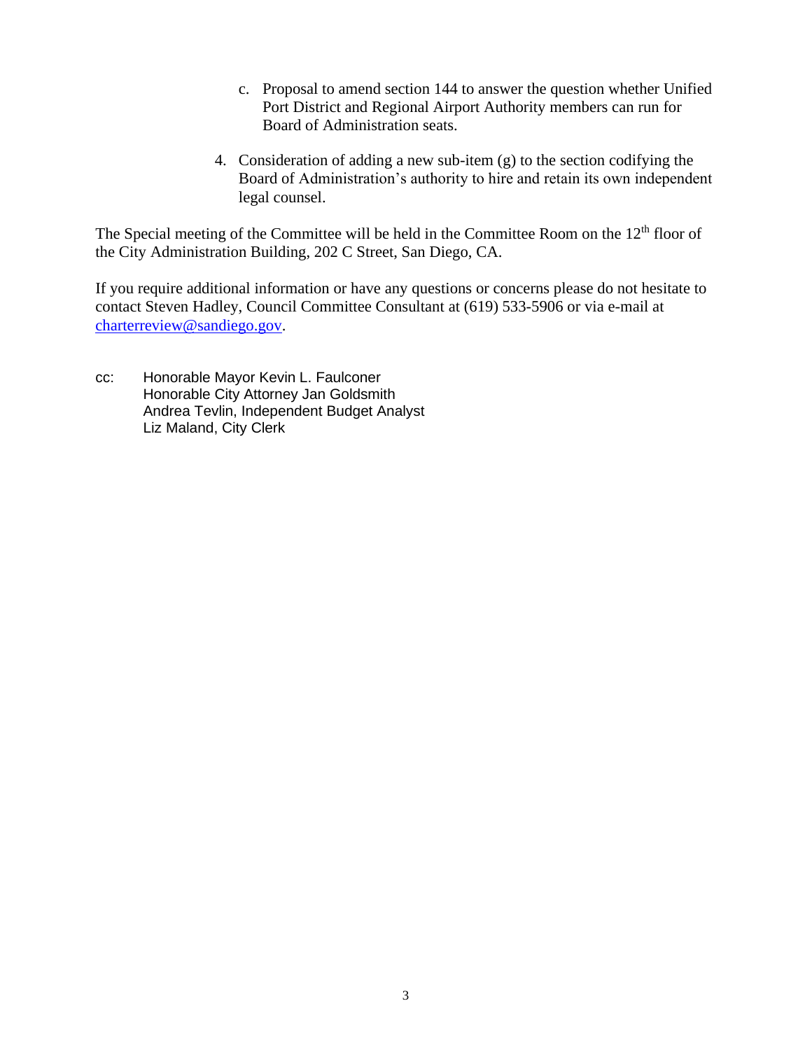c. Proposal to amend section 144 to answer the question whether Unified Port District and Regional Airport Authority members can run for Board of Administration seats.

4. Consideration of adding a new sub-item (g) to the section codifying the Board of Administration's authority to hire and retain its own independent legal counsel.

The Special meeting of the Committee will be held in the Committee Room on the 12th floor of the City Administration Building, 202 C Street, San Diego, CA.

If you require additional information or have any questions or concerns please do not hesitate to contact Steven Hadley, Council Committee Consultant at (619) 533-5906 or via e-mail at charterreview@sandiego.gov.

cc: Honorable Mayor Kevin L. Faulconer
Honorable City Attorney Jan Goldsmith
Andrea Tevlin, Independent Budget Analyst
Liz Maland, City Clerk